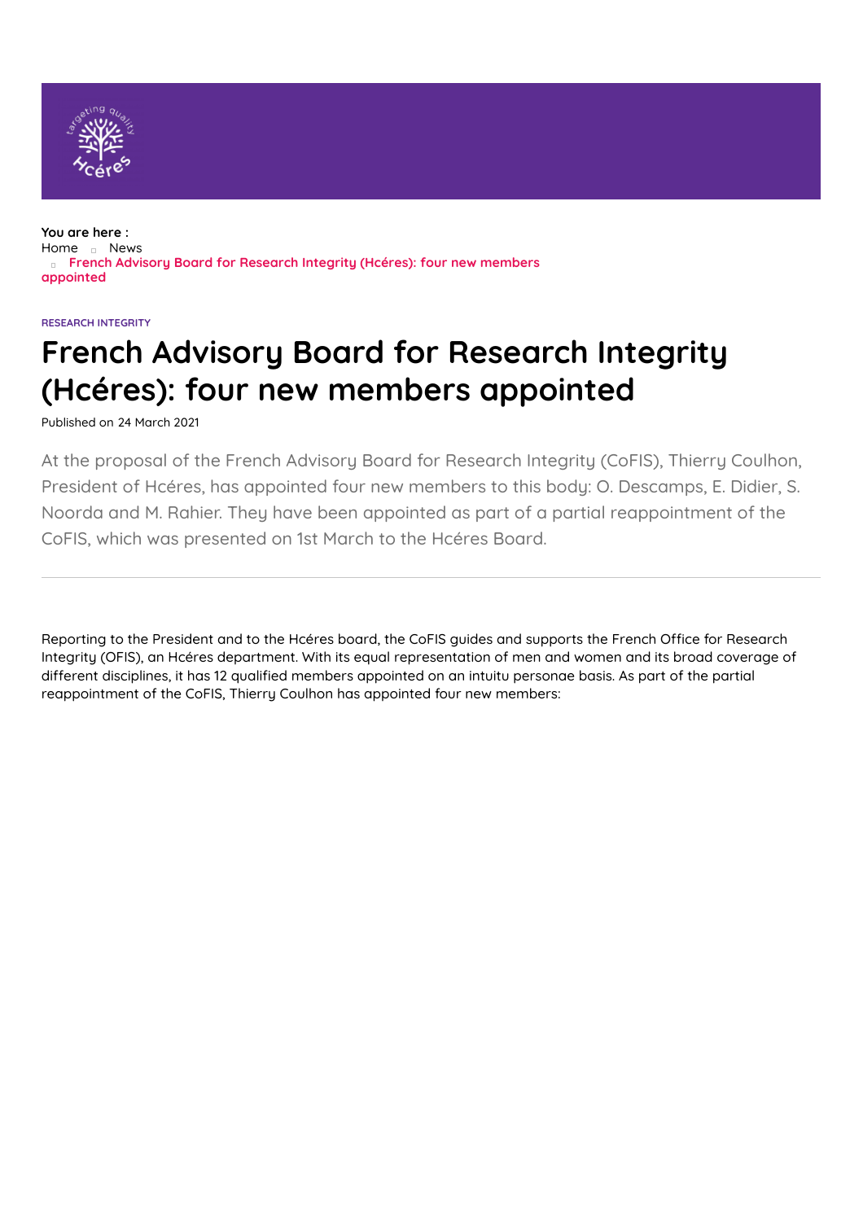You are here :
Home News
French Advisory Board for Research Integrity (Hcéres): four new members appointed

RESEARCH INTEGRITY

# French Advisory Board for Research Integrity (Hcéres): four new members appointed

Published on 24 March 2021

At the proposal of the French Advisory Board for Research Integrity (CoFIS), Thierry Coulhon, President of Hcéres, has appointed four new members to this body: O. Descamps, E. Didier, S. Noorda and M. Rahier. They have been appointed as part of a partial reappointment of the CoFIS, which was presented on 1st March to the Hcéres Board.

---

Reporting to the President and to the Hcéres board, the CoFIS guides and supports the French Office for Research Integrity (OFIS), an Hcéres department. With its equal representation of men and women and its broad coverage of different disciplines, it has 12 qualified members appointed on an intuitu personae basis. As part of the partial reappointment of the CoFIS, Thierry Coulhon has appointed four new members: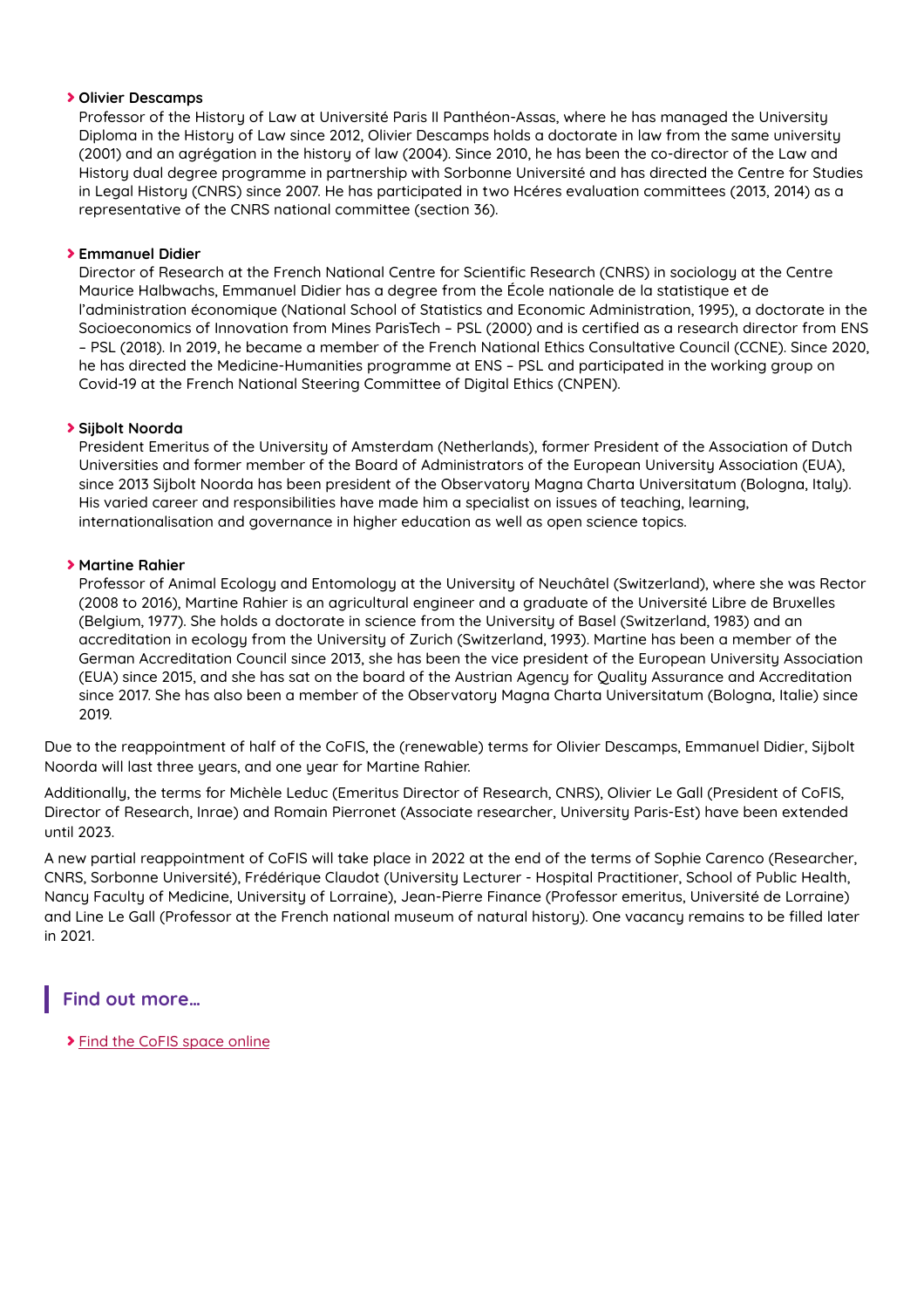- **Olivier Descamps**
  Professor of the History of Law at Université Paris II Panthéon-Assas, where he has managed the University Diploma in the History of Law since 2012, Olivier Descamps holds a doctorate in law from the same university (2001) and an agrégation in the history of law (2004). Since 2010, he has been the co-director of the Law and History dual degree programme in partnership with Sorbonne Université and has directed the Centre for Studies in Legal History (CNRS) since 2007. He has participated in two Hcéres evaluation committees (2013, 2014) as a representative of the CNRS national committee (section 36).

- **Emmanuel Didier**
  Director of Research at the French National Centre for Scientific Research (CNRS) in sociology at the Centre Maurice Halbwachs, Emmanuel Didier has a degree from the École nationale de la statistique et de l'administration économique (National School of Statistics and Economic Administration, 1995), a doctorate in the Socioeconomics of Innovation from Mines ParisTech – PSL (2000) and is certified as a research director from ENS – PSL (2018). In 2019, he became a member of the French National Ethics Consultative Council (CCNE). Since 2020, he has directed the Medicine-Humanities programme at ENS – PSL and participated in the working group on Covid-19 at the French National Steering Committee of Digital Ethics (CNPEN).

- **Sijbolt Noorda**
  President Emeritus of the University of Amsterdam (Netherlands), former President of the Association of Dutch Universities and former member of the Board of Administrators of the European University Association (EUA), since 2013 Sijbolt Noorda has been president of the Observatory Magna Charta Universitatum (Bologna, Italy). His varied career and responsibilities have made him a specialist on issues of teaching, learning, internationalisation and governance in higher education as well as open science topics.

- **Martine Rahier**
  Professor of Animal Ecology and Entomology at the University of Neuchâtel (Switzerland), where she was Rector (2008 to 2016), Martine Rahier is an agricultural engineer and a graduate of the Université Libre de Bruxelles (Belgium, 1977). She holds a doctorate in science from the University of Basel (Switzerland, 1983) and an accreditation in ecology from the University of Zurich (Switzerland, 1993). Martine has been a member of the German Accreditation Council since 2013, she has been the vice president of the European University Association (EUA) since 2015, and she has sat on the board of the Austrian Agency for Quality Assurance and Accreditation since 2017. She has also been a member of the Observatory Magna Charta Universitatum (Bologna, Italie) since 2019.

Due to the reappointment of half of the CoFIS, the (renewable) terms for Olivier Descamps, Emmanuel Didier, Sijbolt Noorda will last three years, and one year for Martine Rahier.

Additionally, the terms for Michèle Leduc (Emeritus Director of Research, CNRS), Olivier Le Gall (President of CoFIS, Director of Research, Inrae) and Romain Pierronet (Associate researcher, University Paris-Est) have been extended until 2023.

A new partial reappointment of CoFIS will take place in 2022 at the end of the terms of Sophie Carenco (Researcher, CNRS, Sorbonne Université), Frédérique Claudot (University Lecturer - Hospital Practitioner, School of Public Health, Nancy Faculty of Medicine, University of Lorraine), Jean-Pierre Finance (Professor emeritus, Université de Lorraine) and Line Le Gall (Professor at the French national museum of natural history). One vacancy remains to be filled later in 2021.

## Find out more...

- Find the CoFIS space online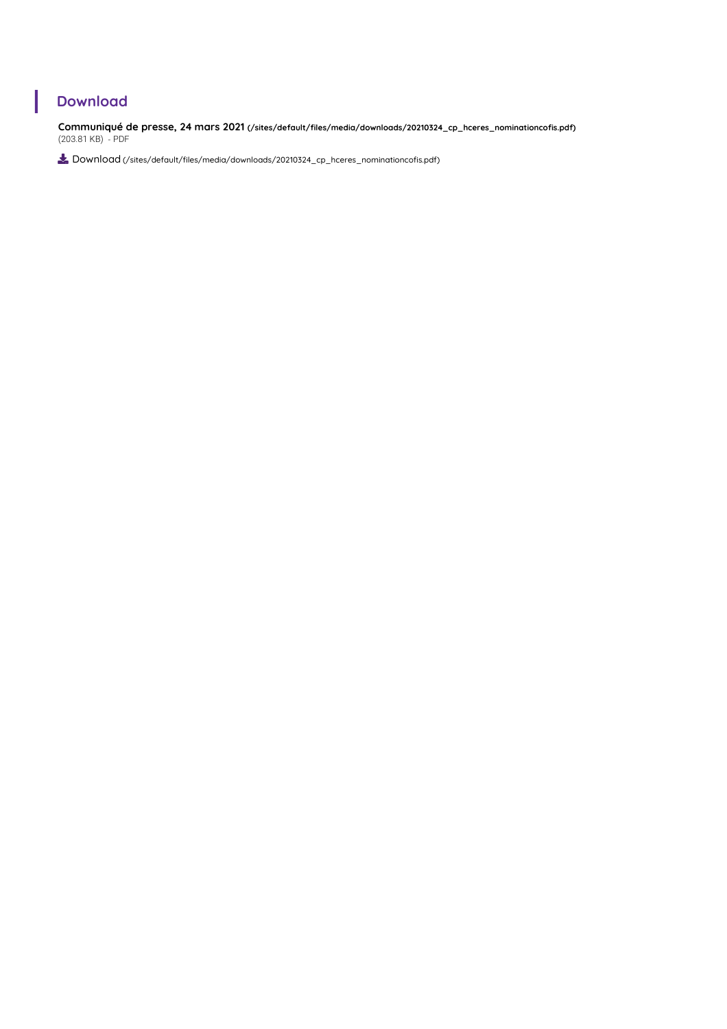## Download

**Communiqué de presse, 24 mars 2021** **(/sites/default/files/media/downloads/20210324_cp_hceres_nominationcofis.pdf)**
(203.81 KB) - PDF

Download (/sites/default/files/media/downloads/20210324_cp_hceres_nominationcofis.pdf)